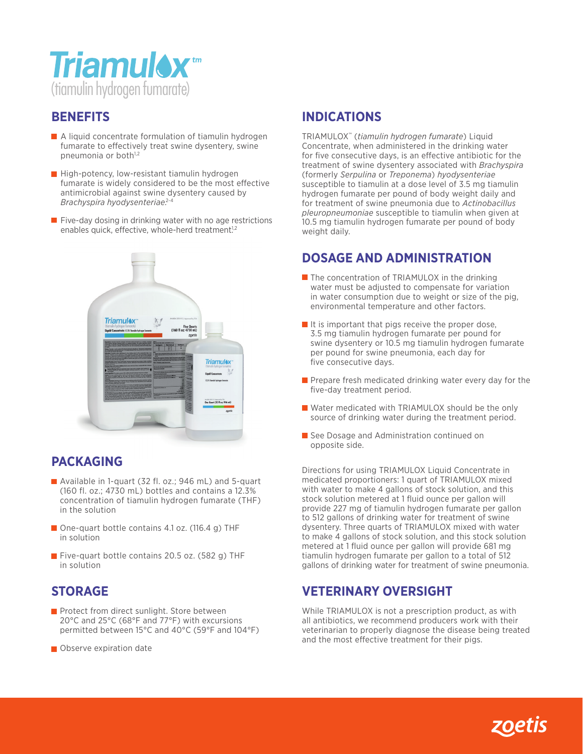#Triamulox™

(tiamulin hydrogen fumarate)

## BENEFITS

- A liquid concentrate formulation of tiamulin hydrogen fumarate to effectively treat swine dysentery, swine pneumonia or both[1,2]
- High-potency, low-resistant tiamulin hydrogen fumarate is widely considered to be the most effective antimicrobial against swine dysentery caused by *Brachyspira hyodysenteriae*.[2-4]
- Five-day dosing in drinking water with no age restrictions enables quick, effective, whole-herd treatment.[1,2]

## PACKAGING

- Available in 1-quart (32 fl. oz.; 946 mL) and 5-quart (160 fl. oz.; 4730 mL) bottles and contains a 12.3% concentration of tiamulin hydrogen fumarate (THF) in the solution
- One-quart bottle contains 4.1 oz. (116.4 g) THF in solution
- Five-quart bottle contains 20.5 oz. (582 g) THF in solution

## STORAGE

- Protect from direct sunlight. Store between 20°C and 25°C (68°F and 77°F) with excursions permitted between 15°C and 40°C (59°F and 104°F)
- Observe expiration date

## INDICATIONS

TRIAMULOX™ (*tiamulin hydrogen fumarate*) Liquid Concentrate, when administered in the drinking water for five consecutive days, is an effective antibiotic for the treatment of swine dysentery associated with *Brachyspira* (formerly *Serpulina* or *Treponema*) *hyodysenteriae* susceptible to tiamulin at a dose level of 3.5 mg tiamulin hydrogen fumarate per pound of body weight daily and for treatment of swine pneumonia due to *Actinobacillus pleuropneumoniae* susceptible to tiamulin when given at 10.5 mg tiamulin hydrogen fumarate per pound of body weight daily.

## DOSAGE AND ADMINISTRATION

- The concentration of TRIAMULOX in the drinking water must be adjusted to compensate for variation in water consumption due to weight or size of the pig, environmental temperature and other factors.
- It is important that pigs receive the proper dose, 3.5 mg tiamulin hydrogen fumarate per pound for swine dysentery or 10.5 mg tiamulin hydrogen fumarate per pound for swine pneumonia, each day for five consecutive days.
- Prepare fresh medicated drinking water every day for the five-day treatment period.
- Water medicated with TRIAMULOX should be the only source of drinking water during the treatment period.
- See Dosage and Administration continued on opposite side.

Directions for using TRIAMULOX Liquid Concentrate in medicated proportioners: 1 quart of TRIAMULOX mixed with water to make 4 gallons of stock solution, and this stock solution metered at 1 fluid ounce per gallon will provide 227 mg of tiamulin hydrogen fumarate per gallon to 512 gallons of drinking water for treatment of swine dysentery. Three quarts of TRIAMULOX mixed with water to make 4 gallons of stock solution, and this stock solution metered at 1 fluid ounce per gallon will provide 681 mg tiamulin hydrogen fumarate per gallon to a total of 512 gallons of drinking water for treatment of swine pneumonia.

## VETERINARY OVERSIGHT

While TRIAMULOX is not a prescription product, as with all antibiotics, we recommend producers work with their veterinarian to properly diagnose the disease being treated and the most effective treatment for their pigs.

zoetis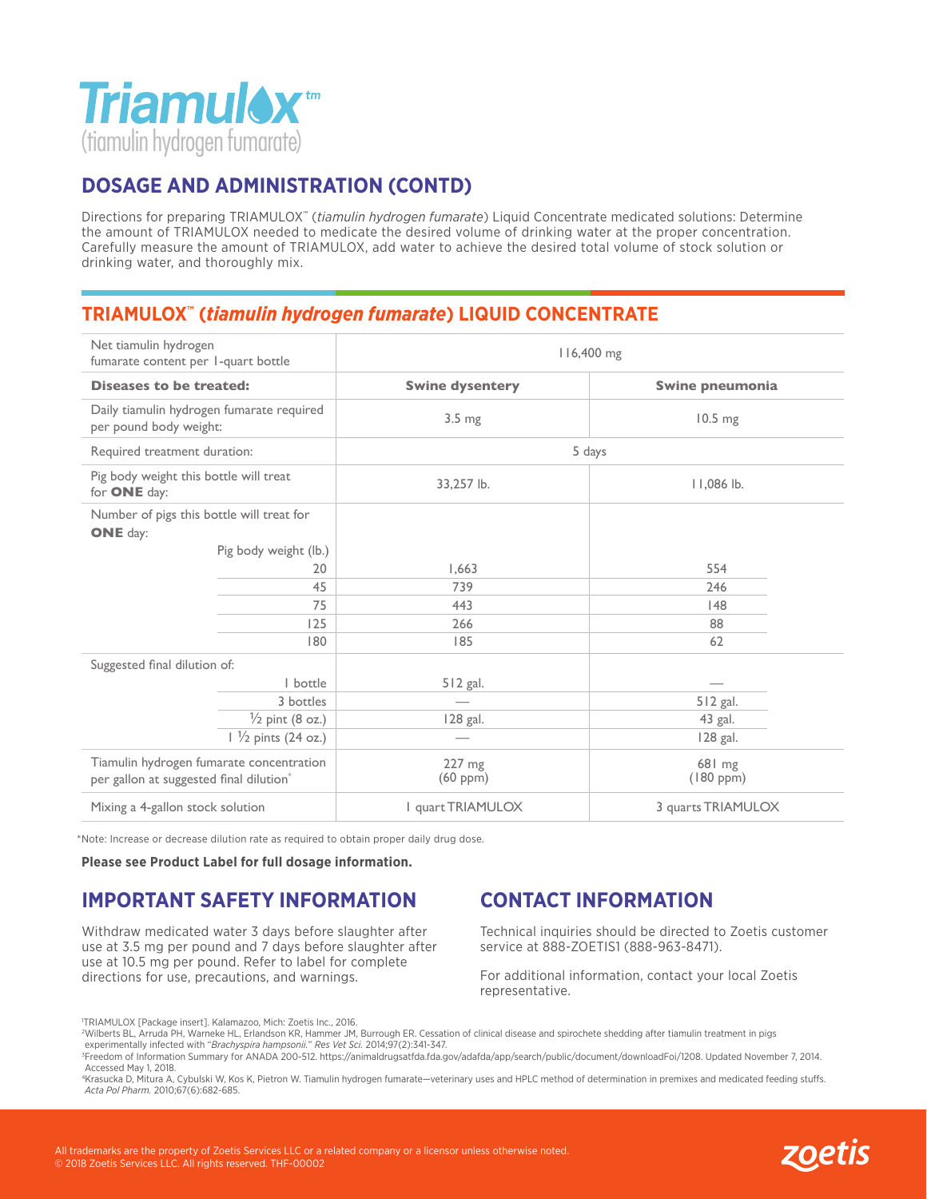# Triamulox™ (tiamulin hydrogen fumarate)

## DOSAGE AND ADMINISTRATION (CONTD)

Directions for preparing TRIAMULOX™ (*tiamulin hydrogen fumarate*) Liquid Concentrate medicated solutions: Determine the amount of TRIAMULOX needed to medicate the desired volume of drinking water at the proper concentration. Carefully measure the amount of TRIAMULOX, add water to achieve the desired total volume of stock solution or drinking water, and thoroughly mix.

## TRIAMULOX™ (*tiamulin hydrogen fumarate*) LIQUID CONCENTRATE

| | | | |
|---|---|---|---|
| Net tiamulin hydrogen fumarate content per 1-quart bottle | | 116,400 mg | |
| **Diseases to be treated:** | | **Swine dysentery** | **Swine pneumonia** |
| Daily tiamulin hydrogen fumarate required per pound body weight: | | 3.5 mg | 10.5 mg |
| Required treatment duration: | | 5 days | |
| Pig body weight this bottle will treat for **ONE** day: | | 33,257 lb. | 11,086 lb. |
| Number of pigs this bottle will treat for **ONE** day: | Pig body weight (lb.) | | |
| | 20 | 1,663 | 554 |
| | 45 | 739 | 246 |
| | 75 | 443 | 148 |
| | 125 | 266 | 88 |
| | 180 | 185 | 62 |
| Suggested final dilution of: | 1 bottle | 512 gal. | — |
| | 3 bottles | — | 512 gal. |
| | ½ pint (8 oz.) | 128 gal. | 43 gal. |
| | 1 ½ pints (24 oz.) | — | 128 gal. |
| Tiamulin hydrogen fumarate concentration per gallon at suggested final dilution* | | 227 mg (60 ppm) | 681 mg (180 ppm) |
| Mixing a 4-gallon stock solution | | 1 quart TRIAMULOX | 3 quarts TRIAMULOX |

*Note: Increase or decrease dilution rate as required to obtain proper daily drug dose.

**Please see Product Label for full dosage information.**

## IMPORTANT SAFETY INFORMATION

Withdraw medicated water 3 days before slaughter after use at 3.5 mg per pound and 7 days before slaughter after use at 10.5 mg per pound. Refer to label for complete directions for use, precautions, and warnings.

## CONTACT INFORMATION

Technical inquiries should be directed to Zoetis customer service at 888-ZOETIS1 (888-963-8471).

For additional information, contact your local Zoetis representative.

[1]TRIAMULOX [Package insert]. Kalamazoo, Mich: Zoetis Inc., 2016.
[2]Wilberts BL, Arruda PH, Warneke HL, Erlandson KR, Hammer JM, Burrough ER. Cessation of clinical disease and spirochete shedding after tiamulin treatment in pigs experimentally infected with "*Brachyspira hampsonii.*" *Res Vet Sci.* 2014;97(2):341-347.
[3]Freedom of Information Summary for ANADA 200-512. https://animaldrugsatfda.fda.gov/adafda/app/search/public/document/downloadFoi/1208. Updated November 7, 2014. Accessed May 1, 2018.
[4]Krasucka D, Mitura A, Cybulski W, Kos K, Pietron W. Tiamulin hydrogen fumarate—veterinary uses and HPLC method of determination in premixes and medicated feeding stuffs. *Acta Pol Pharm.* 2010;67(6):682-685.

All trademarks are the property of Zoetis Services LLC or a related company or a licensor unless otherwise noted.
© 2018 Zoetis Services LLC. All rights reserved. THF-00002

zoetis